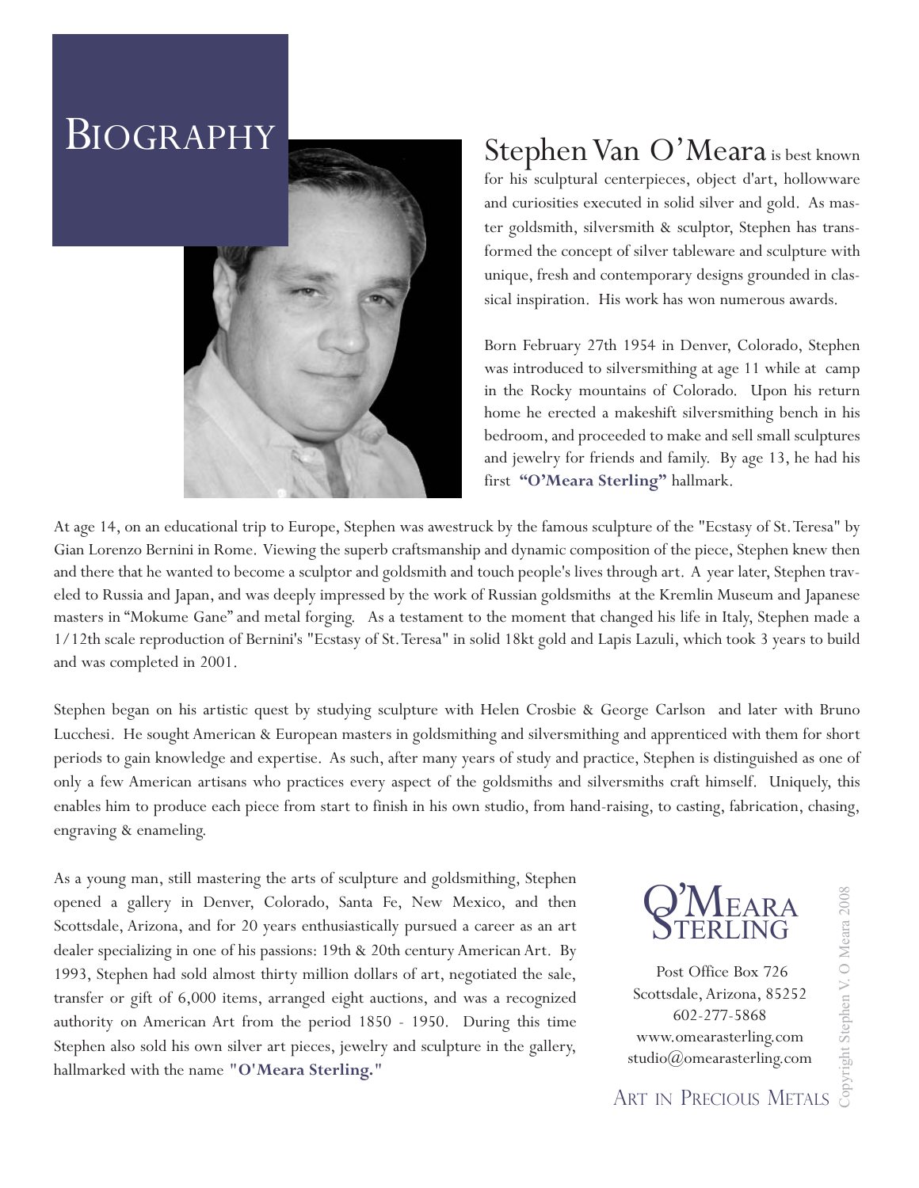# BIOGRAPHY

**Stephen Van O'Meara** is best known for his sculptural centerpieces, object d'art, hollowware and curiosities executed in solid silver and gold. As master goldsmith, silversmith & sculptor, Stephen has transformed the concept of silver tableware and sculpture with unique, fresh and contemporary designs grounded in classical inspiration. His work has won numerous awards.

Born February 27th 1954 in Denver, Colorado, Stephen was introduced to silversmithing at age 11 while at camp in the Rocky mountains of Colorado. Upon his return home he erected a makeshift silversmithing bench in his bedroom, and proceeded to make and sell small sculptures and jewelry for friends and family. By age 13, he had his first **"O'Meara Sterling"** hallmark.

At age 14, on an educational trip to Europe, Stephen was awestruck by the famous sculpture of the "Ecstasy of St. Teresa" by Gian Lorenzo Bernini in Rome. Viewing the superb craftsmanship and dynamic composition of the piece, Stephen knew then and there that he wanted to become a sculptor and goldsmith and touch people's lives through art. A year later, Stephen traveled to Russia and Japan, and was deeply impressed by the work of Russian goldsmiths at the Kremlin Museum and Japanese masters in "Mokume Gane" and metal forging. As a testament to the moment that changed his life in Italy, Stephen made a 1/12th scale reproduction of Bernini's "Ecstasy of St. Teresa" in solid 18kt gold and Lapis Lazuli, which took 3 years to build and was completed in 2001.

Stephen began on his artistic quest by studying sculpture with Helen Crosbie & George Carlson and later with Bruno Lucchesi. He sought American & European masters in goldsmithing and silversmithing and apprenticed with them for short periods to gain knowledge and expertise. As such, after many years of study and practice, Stephen is distinguished as one of only a few American artisans who practices every aspect of the goldsmiths and silversmiths craft himself. Uniquely, this enables him to produce each piece from start to finish in his own studio, from hand-raising, to casting, fabrication, chasing, engraving & enameling.

As a young man, still mastering the arts of sculpture and goldsmithing, Stephen opened a gallery in Denver, Colorado, Santa Fe, New Mexico, and then Scottsdale, Arizona, and for 20 years enthusiastically pursued a career as an art dealer specializing in one of his passions: 19th & 20th century American Art. By 1993, Stephen had sold almost thirty million dollars of art, negotiated the sale, transfer or gift of 6,000 items, arranged eight auctions, and was a recognized authority on American Art from the period 1850 - 1950. During this time Stephen also sold his own silver art pieces, jewelry and sculpture in the gallery, hallmarked with the name **"O'Meara Sterling."**

O'MEARA STERLING

Post Office Box 726
Scottsdale, Arizona, 85252
602-277-5868
www.omearasterling.com
studio@omearasterling.com

ART IN PRECIOUS METALS

Copyright Stephen V. O Meara 2008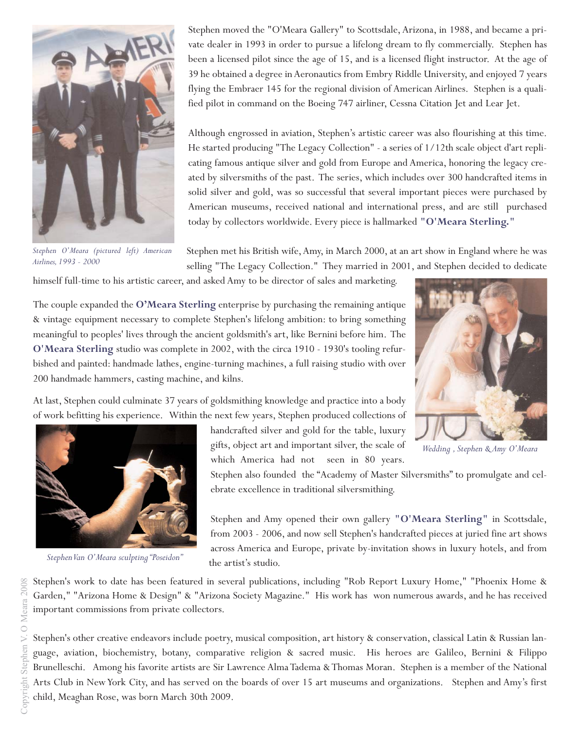Stephen moved the "O'Meara Gallery" to Scottsdale, Arizona, in 1988, and became a private dealer in 1993 in order to pursue a lifelong dream to fly commercially. Stephen has been a licensed pilot since the age of 15, and is a licensed flight instructor. At the age of 39 he obtained a degree in Aeronautics from Embry Riddle University, and enjoyed 7 years flying the Embraer 145 for the regional division of American Airlines. Stephen is a qualified pilot in command on the Boeing 747 airliner, Cessna Citation Jet and Lear Jet.

*Stephen O'Meara (pictured left) American Airlines, 1993 - 2000*

Although engrossed in aviation, Stephen's artistic career was also flourishing at this time. He started producing "The Legacy Collection" - a series of 1/12th scale object d'art replicating famous antique silver and gold from Europe and America, honoring the legacy created by silversmiths of the past. The series, which includes over 300 handcrafted items in solid silver and gold, was so successful that several important pieces were purchased by American museums, received national and international press, and are still purchased today by collectors worldwide. Every piece is hallmarked **"O'Meara Sterling."**

Stephen met his British wife, Amy, in March 2000, at an art show in England where he was selling "The Legacy Collection." They married in 2001, and Stephen decided to dedicate himself full-time to his artistic career, and asked Amy to be director of sales and marketing.

The couple expanded the **O'Meara Sterling** enterprise by purchasing the remaining antique & vintage equipment necessary to complete Stephen's lifelong ambition: to bring something meaningful to peoples' lives through the ancient goldsmith's art, like Bernini before him. The **O'Meara Sterling** studio was complete in 2002, with the circa 1910 - 1930's tooling refurbished and painted: handmade lathes, engine-turning machines, a full raising studio with over 200 handmade hammers, casting machine, and kilns.

*Wedding , Stephen & Amy O'Meara*

At last, Stephen could culminate 37 years of goldsmithing knowledge and practice into a body of work befitting his experience. Within the next few years, Stephen produced collections of handcrafted silver and gold for the table, luxury gifts, object art and important silver, the scale of which America had not seen in 80 years. Stephen also founded the "Academy of Master Silversmiths" to promulgate and celebrate excellence in traditional silversmithing.

*Stephen Van O'Meara sculpting "Poseidon"*

Stephen and Amy opened their own gallery **"O'Meara Sterling"** in Scottsdale, from 2003 - 2006, and now sell Stephen's handcrafted pieces at juried fine art shows across America and Europe, private by-invitation shows in luxury hotels, and from the artist's studio.

Stephen's work to date has been featured in several publications, including "Rob Report Luxury Home," "Phoenix Home & Garden," "Arizona Home & Design" & "Arizona Society Magazine." His work has won numerous awards, and he has received important commissions from private collectors.

Stephen's other creative endeavors include poetry, musical composition, art history & conservation, classical Latin & Russian language, aviation, biochemistry, botany, comparative religion & sacred music. His heroes are Galileo, Bernini & Filippo Brunelleschi. Among his favorite artists are Sir Lawrence Alma Tadema & Thomas Moran. Stephen is a member of the National Arts Club in New York City, and has served on the boards of over 15 art museums and organizations. Stephen and Amy's first child, Meaghan Rose, was born March 30th 2009.

Copyright Stephen V. O Meara 2008